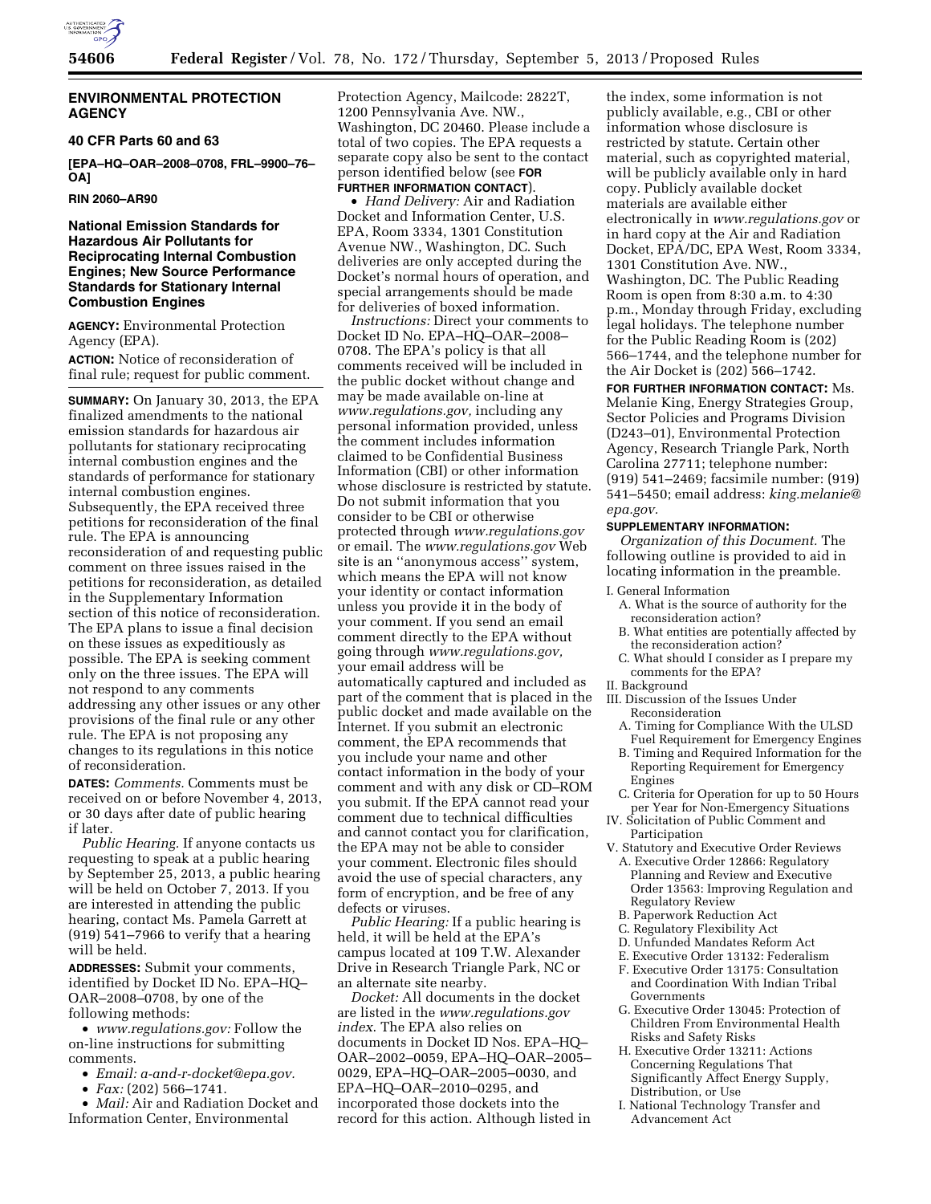## ENVIRONMENTAL PROTECTION AGENCY

### 40 CFR Parts 60 and 63

**[EPA–HQ–OAR–2008–0708, FRL–9900–76–OA]**

**RIN 2060–AR90**

### National Emission Standards for Hazardous Air Pollutants for Reciprocating Internal Combustion Engines; New Source Performance Standards for Stationary Internal Combustion Engines

**AGENCY:** Environmental Protection Agency (EPA).

**ACTION:** Notice of reconsideration of final rule; request for public comment.

**SUMMARY:** On January 30, 2013, the EPA finalized amendments to the national emission standards for hazardous air pollutants for stationary reciprocating internal combustion engines and the standards of performance for stationary internal combustion engines. Subsequently, the EPA received three petitions for reconsideration of the final rule. The EPA is announcing reconsideration of and requesting public comment on three issues raised in the petitions for reconsideration, as detailed in the Supplementary Information section of this notice of reconsideration. The EPA plans to issue a final decision on these issues as expeditiously as possible. The EPA is seeking comment only on the three issues. The EPA will not respond to any comments addressing any other issues or any other provisions of the final rule or any other rule. The EPA is not proposing any changes to its regulations in this notice of reconsideration.

**DATES:** *Comments.* Comments must be received on or before November 4, 2013, or 30 days after date of public hearing if later.

*Public Hearing.* If anyone contacts us requesting to speak at a public hearing by September 25, 2013, a public hearing will be held on October 7, 2013. If you are interested in attending the public hearing, contact Ms. Pamela Garrett at (919) 541–7966 to verify that a hearing will be held.

**ADDRESSES:** Submit your comments, identified by Docket ID No. EPA–HQ–OAR–2008–0708, by one of the following methods:

- *www.regulations.gov:* Follow the on-line instructions for submitting comments.
- *Email: a-and-r-docket@epa.gov.*
- *Fax:* (202) 566–1741.
- *Mail:* Air and Radiation Docket and Information Center, Environmental Protection Agency, Mailcode: 2822T, 1200 Pennsylvania Ave. NW., Washington, DC 20460. Please include a total of two copies. The EPA requests a separate copy also be sent to the contact person identified below (see **FOR FURTHER INFORMATION CONTACT**).
- *Hand Delivery:* Air and Radiation Docket and Information Center, U.S. EPA, Room 3334, 1301 Constitution Avenue NW., Washington, DC. Such deliveries are only accepted during the Docket's normal hours of operation, and special arrangements should be made for deliveries of boxed information.

*Instructions:* Direct your comments to Docket ID No. EPA–HQ–OAR–2008–0708. The EPA's policy is that all comments received will be included in the public docket without change and may be made available on-line at *www.regulations.gov,* including any personal information provided, unless the comment includes information claimed to be Confidential Business Information (CBI) or other information whose disclosure is restricted by statute. Do not submit information that you consider to be CBI or otherwise protected through *www.regulations.gov* or email. The *www.regulations.gov* Web site is an ''anonymous access'' system, which means the EPA will not know your identity or contact information unless you provide it in the body of your comment. If you send an email comment directly to the EPA without going through *www.regulations.gov,* your email address will be automatically captured and included as part of the comment that is placed in the public docket and made available on the Internet. If you submit an electronic comment, the EPA recommends that you include your name and other contact information in the body of your comment and with any disk or CD–ROM you submit. If the EPA cannot read your comment due to technical difficulties and cannot contact you for clarification, the EPA may not be able to consider your comment. Electronic files should avoid the use of special characters, any form of encryption, and be free of any defects or viruses.

*Public Hearing:* If a public hearing is held, it will be held at the EPA's campus located at 109 T.W. Alexander Drive in Research Triangle Park, NC or an alternate site nearby.

*Docket:* All documents in the docket are listed in the *www.regulations.gov index*. The EPA also relies on documents in Docket ID Nos. EPA–HQ–OAR–2002–0059, EPA–HQ–OAR–2005–0029, EPA–HQ–OAR–2005–0030, and EPA–HQ–OAR–2010–0295, and incorporated those dockets into the record for this action. Although listed in the index, some information is not publicly available, e.g., CBI or other information whose disclosure is restricted by statute. Certain other material, such as copyrighted material, will be publicly available only in hard copy. Publicly available docket materials are available either electronically in *www.regulations.gov* or in hard copy at the Air and Radiation Docket, EPA/DC, EPA West, Room 3334, 1301 Constitution Ave. NW., Washington, DC. The Public Reading Room is open from 8:30 a.m. to 4:30 p.m., Monday through Friday, excluding legal holidays. The telephone number for the Public Reading Room is (202) 566–1744, and the telephone number for the Air Docket is (202) 566–1742.

**FOR FURTHER INFORMATION CONTACT:** Ms. Melanie King, Energy Strategies Group, Sector Policies and Programs Division (D243–01), Environmental Protection Agency, Research Triangle Park, North Carolina 27711; telephone number: (919) 541–2469; facsimile number: (919) 541–5450; email address: *king.melanie@epa.gov*.

**SUPPLEMENTARY INFORMATION:**

*Organization of This Document.* The following outline is provided to aid in locating information in the preamble.

I. General Information
  A. What is the source of authority for the reconsideration action?
  B. What entities are potentially affected by the reconsideration action?
  C. What should I consider as I prepare my comments for the EPA?
II. Background
III. Discussion of the Issues Under Reconsideration
  A. Timing for Compliance With the ULSD Fuel Requirement for Emergency Engines
  B. Timing and Required Information for the Reporting Requirement for Emergency Engines
  C. Criteria for Operation for up to 50 Hours per Year for Non-Emergency Situations
IV. Solicitation of Public Comment and Participation
V. Statutory and Executive Order Reviews
  A. Executive Order 12866: Regulatory Planning and Review and Executive Order 13563: Improving Regulation and Regulatory Review
  B. Paperwork Reduction Act
  C. Regulatory Flexibility Act
  D. Unfunded Mandates Reform Act
  E. Executive Order 13132: Federalism
  F. Executive Order 13175: Consultation and Coordination With Indian Tribal Governments
  G. Executive Order 13045: Protection of Children From Environmental Health Risks and Safety Risks
  H. Executive Order 13211: Actions Concerning Regulations That Significantly Affect Energy Supply, Distribution, or Use
  I. National Technology Transfer and Advancement Act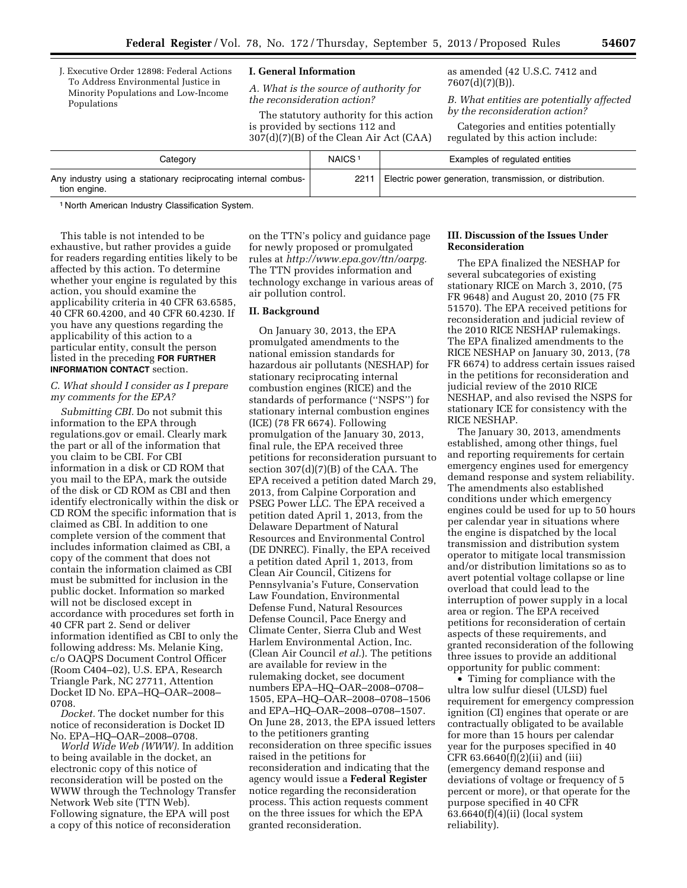J. Executive Order 12898: Federal Actions To Address Environmental Justice in Minority Populations and Low-Income Populations

## I. General Information

### A. What is the source of authority for the reconsideration action?

The statutory authority for this action is provided by sections 112 and 307(d)(7)(B) of the Clean Air Act (CAA) as amended (42 U.S.C. 7412 and 7607(d)(7)(B)).

### B. What entities are potentially affected by the reconsideration action?

Categories and entities potentially regulated by this action include:

| Category | NAICS [1] | Examples of regulated entities |
|---|---|---|
| Any industry using a stationary reciprocating internal combustion engine. | 2211 | Electric power generation, transmission, or distribution. |

[1] North American Industry Classification System.

This table is not intended to be exhaustive, but rather provides a guide for readers regarding entities likely to be affected by this action. To determine whether your engine is regulated by this action, you should examine the applicability criteria in 40 CFR 63.6585, 40 CFR 60.4200, and 40 CFR 60.4230. If you have any questions regarding the applicability of this action to a particular entity, consult the person listed in the preceding **FOR FURTHER INFORMATION CONTACT** section.

### C. What should I consider as I prepare my comments for the EPA?

*Submitting CBI.* Do not submit this information to the EPA through regulations.gov or email. Clearly mark the part or all of the information that you claim to be CBI. For CBI information in a disk or CD ROM that you mail to the EPA, mark the outside of the disk or CD ROM as CBI and then identify electronically within the disk or CD ROM the specific information that is claimed as CBI. In addition to one complete version of the comment that includes information claimed as CBI, a copy of the comment that does not contain the information claimed as CBI must be submitted for inclusion in the public docket. Information so marked will not be disclosed except in accordance with procedures set forth in 40 CFR part 2. Send or deliver information identified as CBI to only the following address: Ms. Melanie King, c/o OAQPS Document Control Officer (Room C404–02), U.S. EPA, Research Triangle Park, NC 27711, Attention Docket ID No. EPA–HQ–OAR–2008–0708.

*Docket.* The docket number for this notice of reconsideration is Docket ID No. EPA–HQ–OAR–2008–0708.

*World Wide Web (WWW).* In addition to being available in the docket, an electronic copy of this notice of reconsideration will be posted on the WWW through the Technology Transfer Network Web site (TTN Web). Following signature, the EPA will post a copy of this notice of reconsideration on the TTN's policy and guidance page for newly proposed or promulgated rules at *http://www.epa.gov/ttn/oarpg.* The TTN provides information and technology exchange in various areas of air pollution control.

## II. Background

On January 30, 2013, the EPA promulgated amendments to the national emission standards for hazardous air pollutants (NESHAP) for stationary reciprocating internal combustion engines (RICE) and the standards of performance (''NSPS'') for stationary internal combustion engines (ICE) (78 FR 6674). Following promulgation of the January 30, 2013, final rule, the EPA received three petitions for reconsideration pursuant to section 307(d)(7)(B) of the CAA. The EPA received a petition dated March 29, 2013, from Calpine Corporation and PSEG Power LLC. The EPA received a petition dated April 1, 2013, from the Delaware Department of Natural Resources and Environmental Control (DE DNREC). Finally, the EPA received a petition dated April 1, 2013, from Clean Air Council, Citizens for Pennsylvania's Future, Conservation Law Foundation, Environmental Defense Fund, Natural Resources Defense Council, Pace Energy and Climate Center, Sierra Club and West Harlem Environmental Action, Inc. (Clean Air Council *et al.*). The petitions are available for review in the rulemaking docket, see document numbers EPA–HQ–OAR–2008–0708–1505, EPA–HQ–OAR–2008–0708–1506 and EPA–HQ–OAR–2008–0708–1507. On June 28, 2013, the EPA issued letters to the petitioners granting reconsideration on three specific issues raised in the petitions for reconsideration and indicating that the agency would issue a **Federal Register** notice regarding the reconsideration process. This action requests comment on the three issues for which the EPA granted reconsideration.

## III. Discussion of the Issues Under Reconsideration

The EPA finalized the NESHAP for several subcategories of existing stationary RICE on March 3, 2010, (75 FR 9648) and August 20, 2010 (75 FR 51570). The EPA received petitions for reconsideration and judicial review of the 2010 RICE NESHAP rulemakings. The EPA finalized amendments to the RICE NESHAP on January 30, 2013, (78 FR 6674) to address certain issues raised in the petitions for reconsideration and judicial review of the 2010 RICE NESHAP, and also revised the NSPS for stationary ICE for consistency with the RICE NESHAP.

The January 30, 2013, amendments established, among other things, fuel and reporting requirements for certain emergency engines used for emergency demand response and system reliability. The amendments also established conditions under which emergency engines could be used for up to 50 hours per calendar year in situations where the engine is dispatched by the local transmission and distribution system operator to mitigate local transmission and/or distribution limitations so as to avert potential voltage collapse or line overload that could lead to the interruption of power supply in a local area or region. The EPA received petitions for reconsideration of certain aspects of these requirements, and granted reconsideration of the following three issues to provide an additional opportunity for public comment:

- Timing for compliance with the ultra low sulfur diesel (ULSD) fuel requirement for emergency compression ignition (CI) engines that operate or are contractually obligated to be available for more than 15 hours per calendar year for the purposes specified in 40 CFR 63.6640(f)(2)(ii) and (iii) (emergency demand response and deviations of voltage or frequency of 5 percent or more), or that operate for the purpose specified in 40 CFR 63.6640(f)(4)(ii) (local system reliability).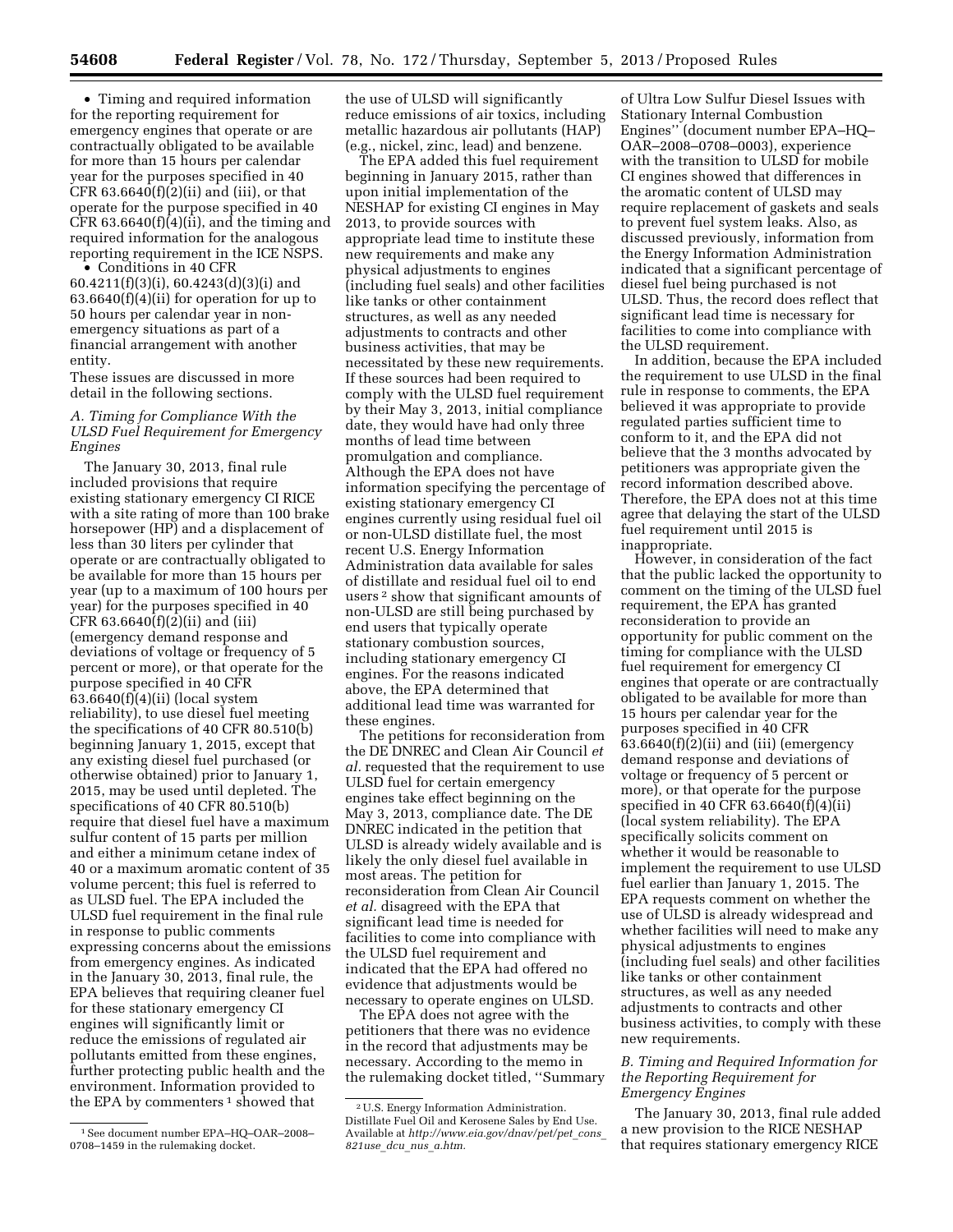- Timing and required information for the reporting requirement for emergency engines that operate or are contractually obligated to be available for more than 15 hours per calendar year for the purposes specified in 40 CFR 63.6640(f)(2)(ii) and (iii), or that operate for the purpose specified in 40 CFR 63.6640(f)(4)(ii), and the timing and required information for the analogous reporting requirement in the ICE NSPS.
- Conditions in 40 CFR 60.4211(f)(3)(i), 60.4243(d)(3)(i) and 63.6640(f)(4)(ii) for operation for up to 50 hours per calendar year in non-emergency situations as part of a financial arrangement with another entity.

These issues are discussed in more detail in the following sections.

### *A. Timing for Compliance With the ULSD Fuel Requirement for Emergency Engines*

The January 30, 2013, final rule included provisions that require existing stationary emergency CI RICE with a site rating of more than 100 brake horsepower (HP) and a displacement of less than 30 liters per cylinder that operate or are contractually obligated to be available for more than 15 hours per year (up to a maximum of 100 hours per year) for the purposes specified in 40 CFR 63.6640(f)(2)(ii) and (iii) (emergency demand response and deviations of voltage or frequency of 5 percent or more), or that operate for the purpose specified in 40 CFR 63.6640(f)(4)(ii) (local system reliability), to use diesel fuel meeting the specifications of 40 CFR 80.510(b) beginning January 1, 2015, except that any existing diesel fuel purchased (or otherwise obtained) prior to January 1, 2015, may be used until depleted. The specifications of 40 CFR 80.510(b) require that diesel fuel have a maximum sulfur content of 15 parts per million and either a minimum cetane index of 40 or a maximum aromatic content of 35 volume percent; this fuel is referred to as ULSD fuel. The EPA included the ULSD fuel requirement in the final rule in response to public comments expressing concerns about the emissions from emergency engines. As indicated in the January 30, 2013, final rule, the EPA believes that requiring cleaner fuel for these stationary emergency CI engines will significantly limit or reduce the emissions of regulated air pollutants emitted from these engines, further protecting public health and the environment. Information provided to the EPA by commenters [1] showed that the use of ULSD will significantly reduce emissions of air toxics, including metallic hazardous air pollutants (HAP) (e.g., nickel, zinc, lead) and benzene.

The EPA added this fuel requirement beginning in January 2015, rather than upon initial implementation of the NESHAP for existing CI engines in May 2013, to provide sources with appropriate lead time to institute these new requirements and make any physical adjustments to engines (including fuel seals) and other facilities like tanks or other containment structures, as well as any needed adjustments to contracts and other business activities, that may be necessitated by these new requirements. If these sources had been required to comply with the ULSD fuel requirement by their May 3, 2013, initial compliance date, they would have had only three months of lead time between promulgation and compliance. Although the EPA does not have information specifying the percentage of existing stationary emergency CI engines currently using residual fuel oil or non-ULSD distillate fuel, the most recent U.S. Energy Information Administration data available for sales of distillate and residual fuel oil to end users [2] show that significant amounts of non-ULSD are still being purchased by end users that typically operate stationary combustion sources, including stationary emergency CI engines. For the reasons indicated above, the EPA determined that additional lead time was warranted for these engines.

The petitions for reconsideration from the DE DNREC and Clean Air Council *et al.* requested that the requirement to use ULSD fuel for certain emergency engines take effect beginning on the May 3, 2013, compliance date. The DE DNREC indicated in the petition that ULSD is already widely available and is likely the only diesel fuel available in most areas. The petition for reconsideration from Clean Air Council *et al.* disagreed with the EPA that significant lead time is needed for facilities to come into compliance with the ULSD fuel requirement and indicated that the EPA had offered no evidence that adjustments would be necessary to operate engines on ULSD.

The EPA does not agree with the petitioners that there was no evidence in the record that adjustments may be necessary. According to the memo in the rulemaking docket titled, "Summary of Ultra Low Sulfur Diesel Issues with Stationary Internal Combustion Engines" (document number EPA–HQ–OAR–2008–0708–0003), experience with the transition to ULSD for mobile CI engines showed that differences in the aromatic content of ULSD may require replacement of gaskets and seals to prevent fuel system leaks. Also, as discussed previously, information from the Energy Information Administration indicated that a significant percentage of diesel fuel being purchased is not ULSD. Thus, the record does reflect that significant lead time is necessary for facilities to come into compliance with the ULSD requirement.

In addition, because the EPA included the requirement to use ULSD in the final rule in response to comments, the EPA believed it was appropriate to provide regulated parties sufficient time to conform to it, and the EPA did not believe that the 3 months advocated by petitioners was appropriate given the record information described above. Therefore, the EPA does not at this time agree that delaying the start of the ULSD fuel requirement until 2015 is inappropriate.

However, in consideration of the fact that the public lacked the opportunity to comment on the timing of the ULSD fuel requirement, the EPA has granted reconsideration to provide an opportunity for public comment on the timing for compliance with the ULSD fuel requirement for emergency CI engines that operate or are contractually obligated to be available for more than 15 hours per calendar year for the purposes specified in 40 CFR 63.6640(f)(2)(ii) and (iii) (emergency demand response and deviations of voltage or frequency of 5 percent or more), or that operate for the purpose specified in 40 CFR 63.6640(f)(4)(ii) (local system reliability). The EPA specifically solicits comment on whether it would be reasonable to implement the requirement to use ULSD fuel earlier than January 1, 2015. The EPA requests comment on whether the use of ULSD is already widespread and whether facilities will need to make any physical adjustments to engines (including fuel seals) and other facilities like tanks or other containment structures, as well as any needed adjustments to contracts and other business activities, to comply with these new requirements.

### *B. Timing and Required Information for the Reporting Requirement for Emergency Engines*

The January 30, 2013, final rule added a new provision to the RICE NESHAP that requires stationary emergency RICE

[1] See document number EPA–HQ–OAR–2008–0708–1459 in the rulemaking docket.

[2] U.S. Energy Information Administration. Distillate Fuel Oil and Kerosene Sales by End Use. Available at *http://www.eia.gov/dnav/pet/pet_cons_821use_dcu_nus_a.htm.*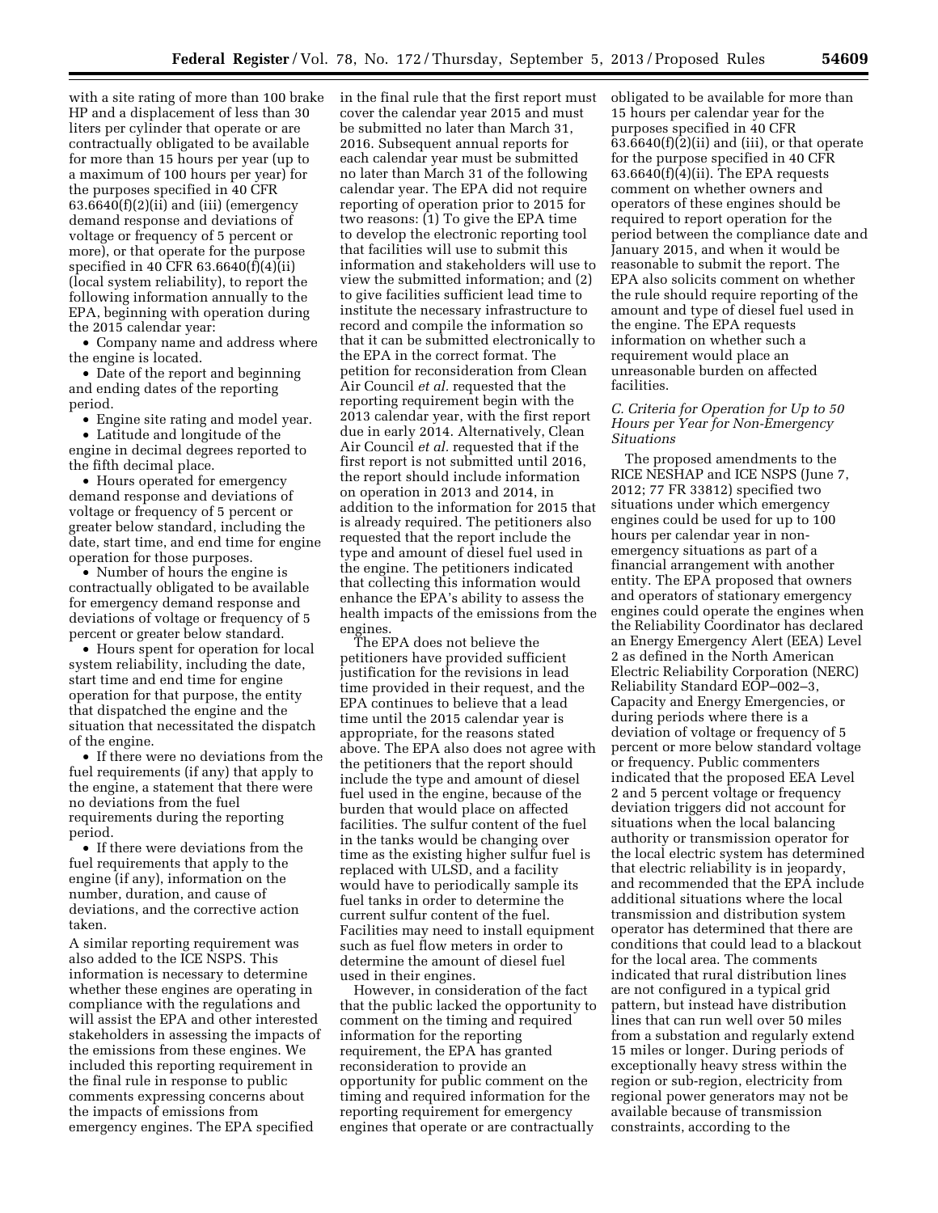with a site rating of more than 100 brake HP and a displacement of less than 30 liters per cylinder that operate or are contractually obligated to be available for more than 15 hours per year (up to a maximum of 100 hours per year) for the purposes specified in 40 CFR 63.6640(f)(2)(ii) and (iii) (emergency demand response and deviations of voltage or frequency of 5 percent or more), or that operate for the purpose specified in 40 CFR 63.6640(f)(4)(ii) (local system reliability), to report the following information annually to the EPA, beginning with operation during the 2015 calendar year:

- Company name and address where the engine is located.
- Date of the report and beginning and ending dates of the reporting period.
- Engine site rating and model year.
- Latitude and longitude of the engine in decimal degrees reported to the fifth decimal place.
- Hours operated for emergency demand response and deviations of voltage or frequency of 5 percent or greater below standard, including the date, start time, and end time for engine operation for those purposes.
- Number of hours the engine is contractually obligated to be available for emergency demand response and deviations of voltage or frequency of 5 percent or greater below standard.
- Hours spent for operation for local system reliability, including the date, start time and end time for engine operation for that purpose, the entity that dispatched the engine and the situation that necessitated the dispatch of the engine.
- If there were no deviations from the fuel requirements (if any) that apply to the engine, a statement that there were no deviations from the fuel requirements during the reporting period.
- If there were deviations from the fuel requirements that apply to the engine (if any), information on the number, duration, and cause of deviations, and the corrective action taken.

A similar reporting requirement was also added to the ICE NSPS. This information is necessary to determine whether these engines are operating in compliance with the regulations and will assist the EPA and other interested stakeholders in assessing the impacts of the emissions from these engines. We included this reporting requirement in the final rule in response to public comments expressing concerns about the impacts of emissions from emergency engines. The EPA specified in the final rule that the first report must cover the calendar year 2015 and must be submitted no later than March 31, 2016. Subsequent annual reports for each calendar year must be submitted no later than March 31 of the following calendar year. The EPA did not require reporting of operation prior to 2015 for two reasons: (1) To give the EPA time to develop the electronic reporting tool that facilities will use to submit this information and stakeholders will use to view the submitted information; and (2) to give facilities sufficient lead time to institute the necessary infrastructure to record and compile the information so that it can be submitted electronically to the EPA in the correct format. The petition for reconsideration from Clean Air Council *et al.* requested that the reporting requirement begin with the 2013 calendar year, with the first report due in early 2014. Alternatively, Clean Air Council *et al.* requested that if the first report is not submitted until 2016, the report should include information on operation in 2013 and 2014, in addition to the information for 2015 that is already required. The petitioners also requested that the report include the type and amount of diesel fuel used in the engine. The petitioners indicated that collecting this information would enhance the EPA's ability to assess the health impacts of the emissions from the engines.

The EPA does not believe the petitioners have provided sufficient justification for the revisions in lead time provided in their request, and the EPA continues to believe that a lead time until the 2015 calendar year is appropriate, for the reasons stated above. The EPA also does not agree with the petitioners that the report should include the type and amount of diesel fuel used in the engine, because of the burden that would place on affected facilities. The sulfur content of the fuel in the tanks would be changing over time as the existing higher sulfur fuel is replaced with ULSD, and a facility would have to periodically sample its fuel tanks in order to determine the current sulfur content of the fuel. Facilities may need to install equipment such as fuel flow meters in order to determine the amount of diesel fuel used in their engines.

However, in consideration of the fact that the public lacked the opportunity to comment on the timing and required information for the reporting requirement, the EPA has granted reconsideration to provide an opportunity for public comment on the timing and required information for the reporting requirement for emergency engines that operate or are contractually obligated to be available for more than 15 hours per calendar year for the purposes specified in 40 CFR 63.6640(f)(2)(ii) and (iii), or that operate for the purpose specified in 40 CFR 63.6640(f)(4)(ii). The EPA requests comment on whether owners and operators of these engines should be required to report operation for the period between the compliance date and January 2015, and when it would be reasonable to submit the report. The EPA also solicits comment on whether the rule should require reporting of the amount and type of diesel fuel used in the engine. The EPA requests information on whether such a requirement would place an unreasonable burden on affected facilities.

### C. Criteria for Operation for Up to 50 Hours per Year for Non-Emergency Situations

The proposed amendments to the RICE NESHAP and ICE NSPS (June 7, 2012; 77 FR 33812) specified two situations under which emergency engines could be used for up to 100 hours per calendar year in non-emergency situations as part of a financial arrangement with another entity. The EPA proposed that owners and operators of stationary emergency engines could operate the engines when the Reliability Coordinator has declared an Energy Emergency Alert (EEA) Level 2 as defined in the North American Electric Reliability Corporation (NERC) Reliability Standard EOP–002–3, Capacity and Energy Emergencies, or during periods where there is a deviation of voltage or frequency of 5 percent or more below standard voltage or frequency. Public commenters indicated that the proposed EEA Level 2 and 5 percent voltage or frequency deviation triggers did not account for situations when the local balancing authority or transmission operator for the local electric system has determined that electric reliability is in jeopardy, and recommended that the EPA include additional situations where the local transmission and distribution system operator has determined that there are conditions that could lead to a blackout for the local area. The comments indicated that rural distribution lines are not configured in a typical grid pattern, but instead have distribution lines that can run well over 50 miles from a substation and regularly extend 15 miles or longer. During periods of exceptionally heavy stress within the region or sub-region, electricity from regional power generators may not be available because of transmission constraints, according to the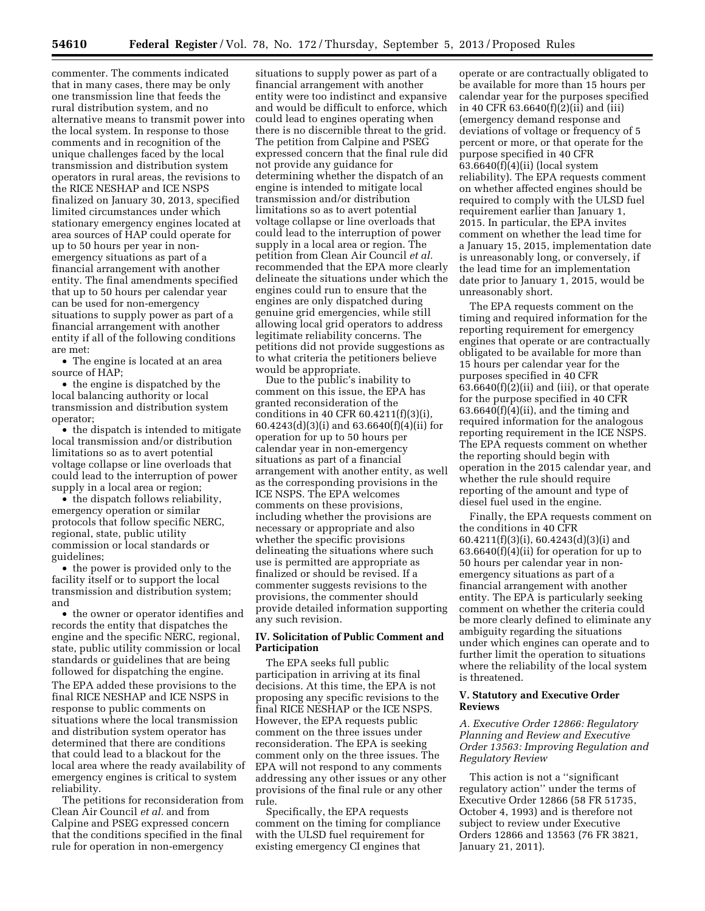commenter. The comments indicated that in many cases, there may be only one transmission line that feeds the rural distribution system, and no alternative means to transmit power into the local system. In response to those comments and in recognition of the unique challenges faced by the local transmission and distribution system operators in rural areas, the revisions to the RICE NESHAP and ICE NSPS finalized on January 30, 2013, specified limited circumstances under which stationary emergency engines located at area sources of HAP could operate for up to 50 hours per year in non-emergency situations as part of a financial arrangement with another entity. The final amendments specified that up to 50 hours per calendar year can be used for non-emergency situations to supply power as part of a financial arrangement with another entity if all of the following conditions are met:

- The engine is located at an area source of HAP;
- the engine is dispatched by the local balancing authority or local transmission and distribution system operator;
- the dispatch is intended to mitigate local transmission and/or distribution limitations so as to avert potential voltage collapse or line overloads that could lead to the interruption of power supply in a local area or region;
- the dispatch follows reliability, emergency operation or similar protocols that follow specific NERC, regional, state, public utility commission or local standards or guidelines;
- the power is provided only to the facility itself or to support the local transmission and distribution system; and
- the owner or operator identifies and records the entity that dispatches the engine and the specific NERC, regional, state, public utility commission or local standards or guidelines that are being followed for dispatching the engine.

The EPA added these provisions to the final RICE NESHAP and ICE NSPS in response to public comments on situations where the local transmission and distribution system operator has determined that there are conditions that could lead to a blackout for the local area where the ready availability of emergency engines is critical to system reliability.

The petitions for reconsideration from Clean Air Council *et al.* and from Calpine and PSEG expressed concern that the conditions specified in the final rule for operation in non-emergency situations to supply power as part of a financial arrangement with another entity were too indistinct and expansive and would be difficult to enforce, which could lead to engines operating when there is no discernible threat to the grid. The petition from Calpine and PSEG expressed concern that the final rule did not provide any guidance for determining whether the dispatch of an engine is intended to mitigate local transmission and/or distribution limitations so as to avert potential voltage collapse or line overloads that could lead to the interruption of power supply in a local area or region. The petition from Clean Air Council *et al.* recommended that the EPA more clearly delineate the situations under which the engines could run to ensure that the engines are only dispatched during genuine grid emergencies, while still allowing local grid operators to address legitimate reliability concerns. The petitions did not provide suggestions as to what criteria the petitioners believe would be appropriate.

Due to the public's inability to comment on this issue, the EPA has granted reconsideration of the conditions in 40 CFR 60.4211(f)(3)(i), 60.4243(d)(3)(i) and 63.6640(f)(4)(ii) for operation for up to 50 hours per calendar year in non-emergency situations as part of a financial arrangement with another entity, as well as the corresponding provisions in the ICE NSPS. The EPA welcomes comments on these provisions, including whether the provisions are necessary or appropriate and also whether the specific provisions delineating the situations where such use is permitted are appropriate as finalized or should be revised. If a commenter suggests revisions to the provisions, the commenter should provide detailed information supporting any such revision.

## IV. Solicitation of Public Comment and Participation

The EPA seeks full public participation in arriving at its final decisions. At this time, the EPA is not proposing any specific revisions to the final RICE NESHAP or the ICE NSPS. However, the EPA requests public comment on the three issues under reconsideration. The EPA is seeking comment only on the three issues. The EPA will not respond to any comments addressing any other issues or any other provisions of the final rule or any other rule.

Specifically, the EPA requests comment on the timing for compliance with the ULSD fuel requirement for existing emergency CI engines that operate or are contractually obligated to be available for more than 15 hours per calendar year for the purposes specified in 40 CFR 63.6640(f)(2)(ii) and (iii) (emergency demand response and deviations of voltage or frequency of 5 percent or more, or that operate for the purpose specified in 40 CFR 63.6640(f)(4)(ii) (local system reliability). The EPA requests comment on whether affected engines should be required to comply with the ULSD fuel requirement earlier than January 1, 2015. In particular, the EPA invites comment on whether the lead time for a January 15, 2015, implementation date is unreasonably long, or conversely, if the lead time for an implementation date prior to January 1, 2015, would be unreasonably short.

The EPA requests comment on the timing and required information for the reporting requirement for emergency engines that operate or are contractually obligated to be available for more than 15 hours per calendar year for the purposes specified in 40 CFR 63.6640(f)(2)(ii) and (iii), or that operate for the purpose specified in 40 CFR 63.6640(f)(4)(ii), and the timing and required information for the analogous reporting requirement in the ICE NSPS. The EPA requests comment on whether the reporting should begin with operation in the 2015 calendar year, and whether the rule should require reporting of the amount and type of diesel fuel used in the engine.

Finally, the EPA requests comment on the conditions in 40 CFR 60.4211(f)(3)(i), 60.4243(d)(3)(i) and 63.6640(f)(4)(ii) for operation for up to 50 hours per calendar year in non-emergency situations as part of a financial arrangement with another entity. The EPA is particularly seeking comment on whether the criteria could be more clearly defined to eliminate any ambiguity regarding the situations under which engines can operate and to further limit the operation to situations where the reliability of the local system is threatened.

## V. Statutory and Executive Order Reviews

### *A. Executive Order 12866: Regulatory Planning and Review and Executive Order 13563: Improving Regulation and Regulatory Review*

This action is not a ''significant regulatory action'' under the terms of Executive Order 12866 (58 FR 51735, October 4, 1993) and is therefore not subject to review under Executive Orders 12866 and 13563 (76 FR 3821, January 21, 2011).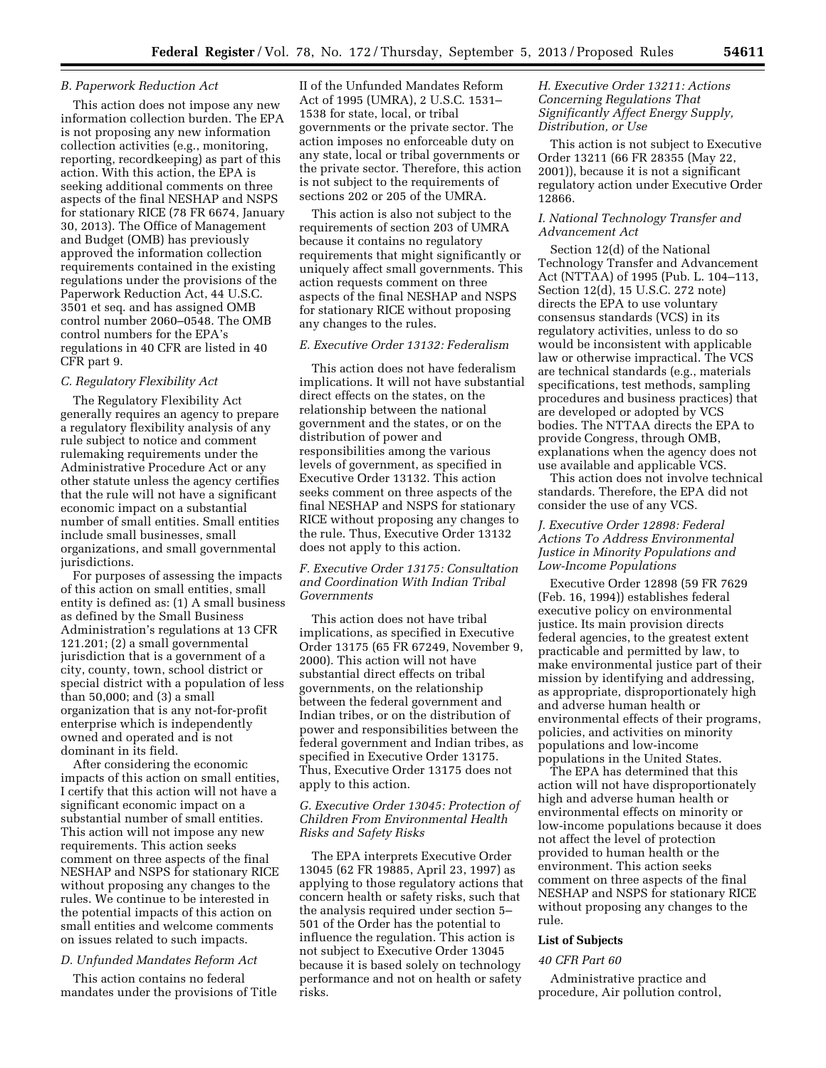### B. Paperwork Reduction Act

This action does not impose any new information collection burden. The EPA is not proposing any new information collection activities (e.g., monitoring, reporting, recordkeeping) as part of this action. With this action, the EPA is seeking additional comments on three aspects of the final NESHAP and NSPS for stationary RICE (78 FR 6674, January 30, 2013). The Office of Management and Budget (OMB) has previously approved the information collection requirements contained in the existing regulations under the provisions of the Paperwork Reduction Act, 44 U.S.C. 3501 et seq. and has assigned OMB control number 2060–0548. The OMB control numbers for the EPA's regulations in 40 CFR are listed in 40 CFR part 9.

### C. Regulatory Flexibility Act

The Regulatory Flexibility Act generally requires an agency to prepare a regulatory flexibility analysis of any rule subject to notice and comment rulemaking requirements under the Administrative Procedure Act or any other statute unless the agency certifies that the rule will not have a significant economic impact on a substantial number of small entities. Small entities include small businesses, small organizations, and small governmental jurisdictions.

For purposes of assessing the impacts of this action on small entities, small entity is defined as: (1) A small business as defined by the Small Business Administration's regulations at 13 CFR 121.201; (2) a small governmental jurisdiction that is a government of a city, county, town, school district or special district with a population of less than 50,000; and (3) a small organization that is any not-for-profit enterprise which is independently owned and operated and is not dominant in its field.

After considering the economic impacts of this action on small entities, I certify that this action will not have a significant economic impact on a substantial number of small entities. This action will not impose any new requirements. This action seeks comment on three aspects of the final NESHAP and NSPS for stationary RICE without proposing any changes to the rules. We continue to be interested in the potential impacts of this action on small entities and welcome comments on issues related to such impacts.

### D. Unfunded Mandates Reform Act

This action contains no federal mandates under the provisions of Title II of the Unfunded Mandates Reform Act of 1995 (UMRA), 2 U.S.C. 1531–1538 for state, local, or tribal governments or the private sector. The action imposes no enforceable duty on any state, local or tribal governments or the private sector. Therefore, this action is not subject to the requirements of sections 202 or 205 of the UMRA.

This action is also not subject to the requirements of section 203 of UMRA because it contains no regulatory requirements that might significantly or uniquely affect small governments. This action requests comment on three aspects of the final NESHAP and NSPS for stationary RICE without proposing any changes to the rules.

### E. Executive Order 13132: Federalism

This action does not have federalism implications. It will not have substantial direct effects on the states, on the relationship between the national government and the states, or on the distribution of power and responsibilities among the various levels of government, as specified in Executive Order 13132. This action seeks comment on three aspects of the final NESHAP and NSPS for stationary RICE without proposing any changes to the rule. Thus, Executive Order 13132 does not apply to this action.

### F. Executive Order 13175: Consultation and Coordination With Indian Tribal Governments

This action does not have tribal implications, as specified in Executive Order 13175 (65 FR 67249, November 9, 2000). This action will not have substantial direct effects on tribal governments, on the relationship between the federal government and Indian tribes, or on the distribution of power and responsibilities between the federal government and Indian tribes, as specified in Executive Order 13175. Thus, Executive Order 13175 does not apply to this action.

### G. Executive Order 13045: Protection of Children From Environmental Health Risks and Safety Risks

The EPA interprets Executive Order 13045 (62 FR 19885, April 23, 1997) as applying to those regulatory actions that concern health or safety risks, such that the analysis required under section 5–501 of the Order has the potential to influence the regulation. This action is not subject to Executive Order 13045 because it is based solely on technology performance and not on health or safety risks.

### H. Executive Order 13211: Actions Concerning Regulations That Significantly Affect Energy Supply, Distribution, or Use

This action is not subject to Executive Order 13211 (66 FR 28355 (May 22, 2001)), because it is not a significant regulatory action under Executive Order 12866.

### I. National Technology Transfer and Advancement Act

Section 12(d) of the National Technology Transfer and Advancement Act (NTTAA) of 1995 (Pub. L. 104–113, Section 12(d), 15 U.S.C. 272 note) directs the EPA to use voluntary consensus standards (VCS) in its regulatory activities, unless to do so would be inconsistent with applicable law or otherwise impractical. The VCS are technical standards (e.g., materials specifications, test methods, sampling procedures and business practices) that are developed or adopted by VCS bodies. The NTTAA directs the EPA to provide Congress, through OMB, explanations when the agency does not use available and applicable VCS.

This action does not involve technical standards. Therefore, the EPA did not consider the use of any VCS.

### J. Executive Order 12898: Federal Actions To Address Environmental Justice in Minority Populations and Low-Income Populations

Executive Order 12898 (59 FR 7629 (Feb. 16, 1994)) establishes federal executive policy on environmental justice. Its main provision directs federal agencies, to the greatest extent practicable and permitted by law, to make environmental justice part of their mission by identifying and addressing, as appropriate, disproportionately high and adverse human health or environmental effects of their programs, policies, and activities on minority populations and low-income populations in the United States.

The EPA has determined that this action will not have disproportionately high and adverse human health or environmental effects on minority or low-income populations because it does not affect the level of protection provided to human health or the environment. This action seeks comment on three aspects of the final NESHAP and NSPS for stationary RICE without proposing any changes to the rule.

**List of Subjects**

*40 CFR Part 60*

Administrative practice and procedure, Air pollution control,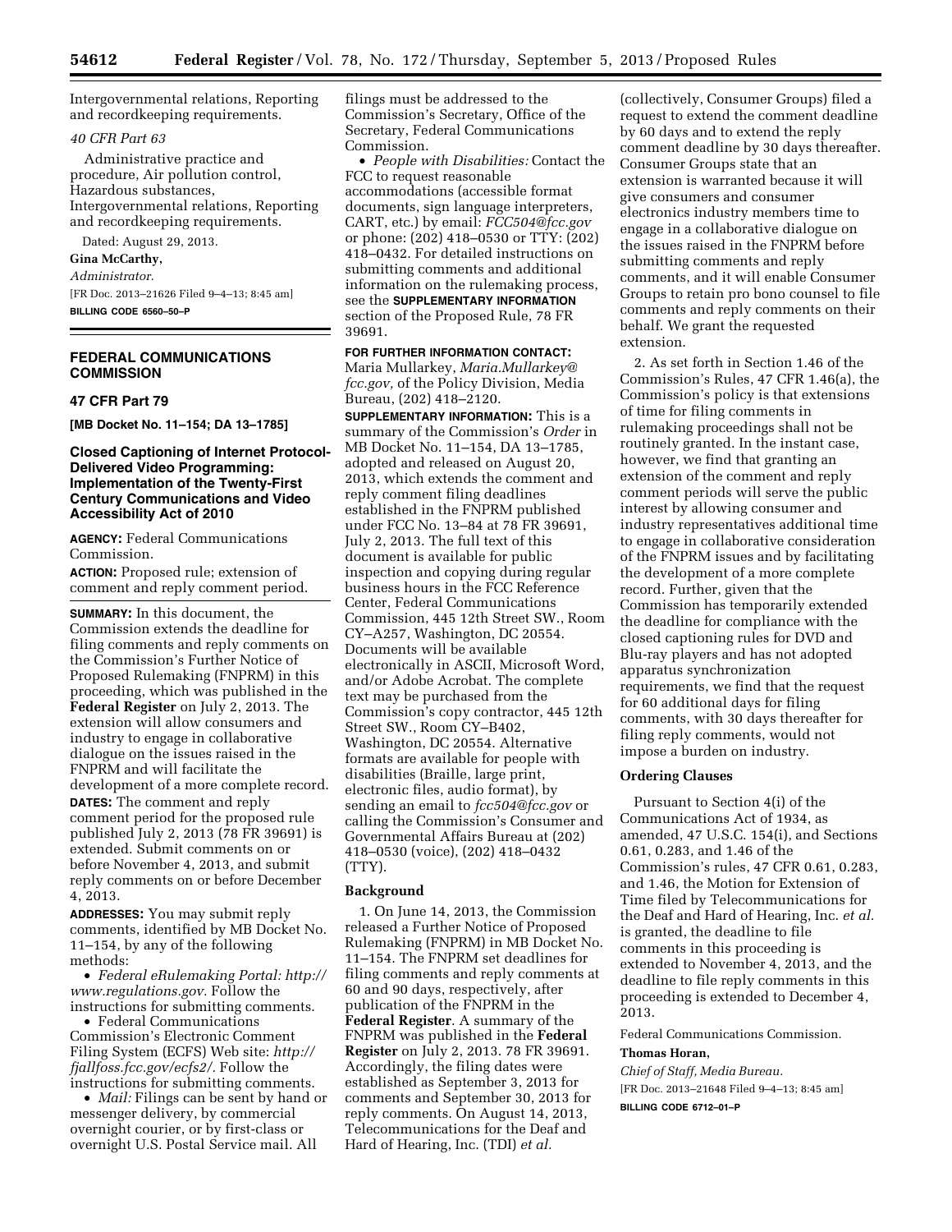Intergovernmental relations, Reporting and recordkeeping requirements.

*40 CFR Part 63*

Administrative practice and procedure, Air pollution control, Hazardous substances, Intergovernmental relations, Reporting and recordkeeping requirements.

Dated: August 29, 2013.

**Gina McCarthy,**

*Administrator.*

[FR Doc. 2013–21626 Filed 9–4–13; 8:45 am]

**BILLING CODE 6560–50–P**

## FEDERAL COMMUNICATIONS COMMISSION

### 47 CFR Part 79

**[MB Docket No. 11–154; DA 13–1785]**

### Closed Captioning of Internet Protocol-Delivered Video Programming: Implementation of the Twenty-First Century Communications and Video Accessibility Act of 2010

**AGENCY:** Federal Communications Commission.

**ACTION:** Proposed rule; extension of comment and reply comment period.

**SUMMARY:** In this document, the Commission extends the deadline for filing comments and reply comments on the Commission's Further Notice of Proposed Rulemaking (FNPRM) in this proceeding, which was published in the **Federal Register** on July 2, 2013. The extension will allow consumers and industry to engage in collaborative dialogue on the issues raised in the FNPRM and will facilitate the development of a more complete record.

**DATES:** The comment and reply comment period for the proposed rule published July 2, 2013 (78 FR 39691) is extended. Submit comments on or before November 4, 2013, and submit reply comments on or before December 4, 2013.

**ADDRESSES:** You may submit reply comments, identified by MB Docket No. 11–154, by any of the following methods:

- *Federal eRulemaking Portal: http://www.regulations.gov.* Follow the instructions for submitting comments.
- Federal Communications Commission's Electronic Comment Filing System (ECFS) Web site: *http://fjallfoss.fcc.gov/ecfs2/.* Follow the instructions for submitting comments.
- *Mail:* Filings can be sent by hand or messenger delivery, by commercial overnight courier, or by first-class or overnight U.S. Postal Service mail. All filings must be addressed to the Commission's Secretary, Office of the Secretary, Federal Communications Commission.
- *People with Disabilities:* Contact the FCC to request reasonable accommodations (accessible format documents, sign language interpreters, CART, etc.) by email: *FCC504@fcc.gov* or phone: (202) 418–0530 or TTY: (202) 418–0432. For detailed instructions on submitting comments and additional information on the rulemaking process, see the **SUPPLEMENTARY INFORMATION** section of the Proposed Rule, 78 FR 39691.

**FOR FURTHER INFORMATION CONTACT:** Maria Mullarkey, *Maria.Mullarkey@fcc.gov,* of the Policy Division, Media Bureau, (202) 418–2120.

**SUPPLEMENTARY INFORMATION:** This is a summary of the Commission's *Order* in MB Docket No. 11–154, DA 13–1785, adopted and released on August 20, 2013, which extends the comment and reply comment filing deadlines established in the FNPRM published under FCC No. 13–84 at 78 FR 39691, July 2, 2013. The full text of this document is available for public inspection and copying during regular business hours in the FCC Reference Center, Federal Communications Commission, 445 12th Street SW., Room CY–A257, Washington, DC 20554. Documents will be available electronically in ASCII, Microsoft Word, and/or Adobe Acrobat. The complete text may be purchased from the Commission's copy contractor, 445 12th Street SW., Room CY–B402, Washington, DC 20554. Alternative formats are available for people with disabilities (Braille, large print, electronic files, audio format), by sending an email to *fcc504@fcc.gov* or calling the Commission's Consumer and Governmental Affairs Bureau at (202) 418–0530 (voice), (202) 418–0432 (TTY).

### Background

1. On June 14, 2013, the Commission released a Further Notice of Proposed Rulemaking (FNPRM) in MB Docket No. 11–154. The FNPRM set deadlines for filing comments and reply comments at 60 and 90 days, respectively, after publication of the FNPRM in the **Federal Register**. A summary of the FNPRM was published in the **Federal Register** on July 2, 2013. 78 FR 39691. Accordingly, the filing dates were established as September 3, 2013 for comments and September 30, 2013 for reply comments. On August 14, 2013, Telecommunications for the Deaf and Hard of Hearing, Inc. (TDI) *et al.* (collectively, Consumer Groups) filed a request to extend the comment deadline by 60 days and to extend the reply comment deadline by 30 days thereafter. Consumer Groups state that an extension is warranted because it will give consumers and consumer electronics industry members time to engage in a collaborative dialogue on the issues raised in the FNPRM before submitting comments and reply comments, and it will enable Consumer Groups to retain pro bono counsel to file comments and reply comments on their behalf. We grant the requested extension.

2. As set forth in Section 1.46 of the Commission's Rules, 47 CFR 1.46(a), the Commission's policy is that extensions of time for filing comments in rulemaking proceedings shall not be routinely granted. In the instant case, however, we find that granting an extension of the comment and reply comment periods will serve the public interest by allowing consumer and industry representatives additional time to engage in collaborative consideration of the FNPRM issues and by facilitating the development of a more complete record. Further, given that the Commission has temporarily extended the deadline for compliance with the closed captioning rules for DVD and Blu-ray players and has not adopted apparatus synchronization requirements, we find that the request for 60 additional days for filing comments, with 30 days thereafter for filing reply comments, would not impose a burden on industry.

### Ordering Clauses

Pursuant to Section 4(i) of the Communications Act of 1934, as amended, 47 U.S.C. 154(i), and Sections 0.61, 0.283, and 1.46 of the Commission's rules, 47 CFR 0.61, 0.283, and 1.46, the Motion for Extension of Time filed by Telecommunications for the Deaf and Hard of Hearing, Inc. *et al.* is granted, the deadline to file comments in this proceeding is extended to November 4, 2013, and the deadline to file reply comments in this proceeding is extended to December 4, 2013.

Federal Communications Commission.

**Thomas Horan,**

*Chief of Staff, Media Bureau.*

[FR Doc. 2013–21648 Filed 9–4–13; 8:45 am]

**BILLING CODE 6712–01–P**